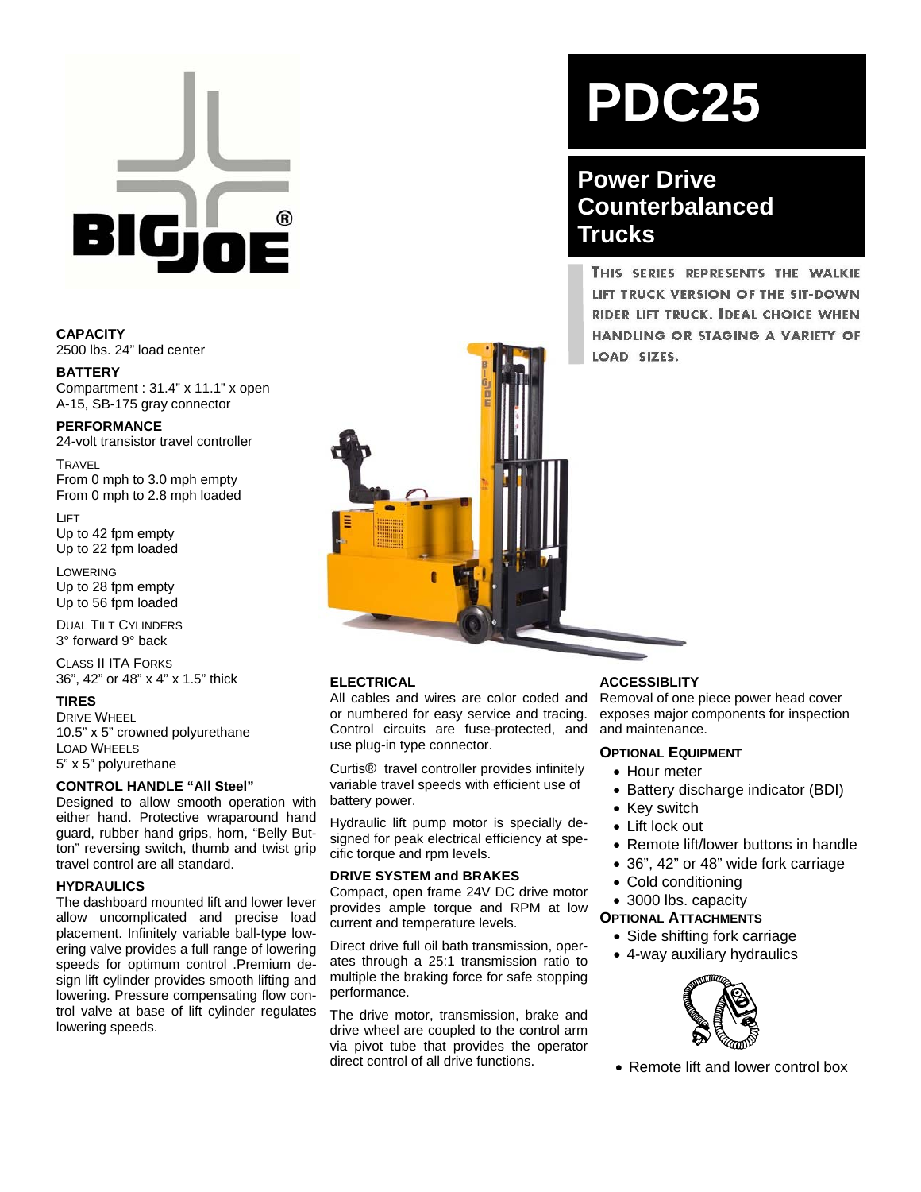# PDC25

## Power Drive Counterbalanced Trucks

THIS SERIES REPRESENTS THE WALKIE LIFT TRUCK VERSION OF THE SIT-DOWN RIDER LIFT TRUCK. IDEAL CHOICE WHEN HANDLING OR STAGING A VARIETY OF LOAD SIZES.

**CAPACITY**
2500 lbs. 24" load center

**BATTERY**
Compartment : 31.4" x 11.1" x open
A-15, SB-175 gray connector

**PERFORMANCE**
24-volt transistor travel controller

TRAVEL
From 0 mph to 3.0 mph empty
From 0 mph to 2.8 mph loaded

LIFT
Up to 42 fpm empty
Up to 22 fpm loaded

LOWERING
Up to 28 fpm empty
Up to 56 fpm loaded

DUAL TILT CYLINDERS
3° forward 9° back

CLASS II ITA FORKS
36", 42" or 48" x 4" x 1.5" thick

**TIRES**
DRIVE WHEEL
10.5" x 5" crowned polyurethane
LOAD WHEELS
5" x 5" polyurethane

**CONTROL HANDLE "All Steel"**
Designed to allow smooth operation with either hand. Protective wraparound hand guard, rubber hand grips, horn, "Belly Button" reversing switch, thumb and twist grip travel control are all standard.

**HYDRAULICS**
The dashboard mounted lift and lower lever allow uncomplicated and precise load placement. Infinitely variable ball-type lowering valve provides a full range of lowering speeds for optimum control .Premium design lift cylinder provides smooth lifting and lowering. Pressure compensating flow control valve at base of lift cylinder regulates lowering speeds.

**ELECTRICAL**
All cables and wires are color coded and or numbered for easy service and tracing. Control circuits are fuse-protected, and use plug-in type connector.

Curtis® travel controller provides infinitely variable travel speeds with efficient use of battery power.

Hydraulic lift pump motor is specially designed for peak electrical efficiency at specific torque and rpm levels.

**DRIVE SYSTEM and BRAKES**
Compact, open frame 24V DC drive motor provides ample torque and RPM at low current and temperature levels.

Direct drive full oil bath transmission, operates through a 25:1 transmission ratio to multiple the braking force for safe stopping performance.

The drive motor, transmission, brake and drive wheel are coupled to the control arm via pivot tube that provides the operator direct control of all drive functions.

**ACCESSIBLITY**
Removal of one piece power head cover exposes major components for inspection and maintenance.

**OPTIONAL EQUIPMENT**

- Hour meter
- Battery discharge indicator (BDI)
- Key switch
- Lift lock out
- Remote lift/lower buttons in handle
- 36", 42" or 48" wide fork carriage
- Cold conditioning
- 3000 lbs. capacity

**OPTIONAL ATTACHMENTS**

- Side shifting fork carriage
- 4-way auxiliary hydraulics
- Remote lift and lower control box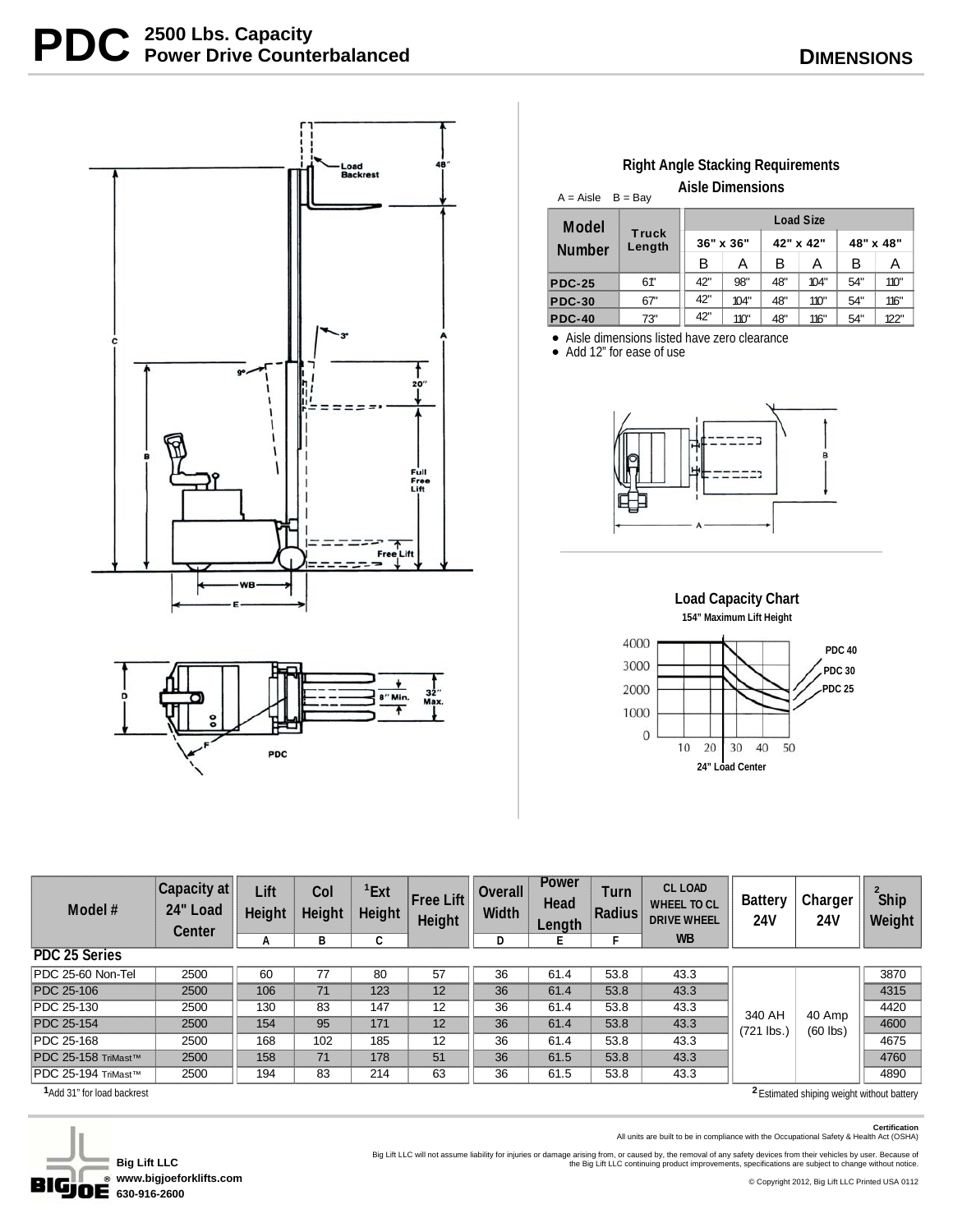# PDC 2500 Lbs. Capacity Power Drive Counterbalanced

## DIMENSIONS

Load Backrest

48"

C

A

3°

9°

20"

B

Full Free Lift

Free Lift

WB

E

D

8" Min.

32" Max.

F

PDC

### Right Angle Stacking Requirements

#### Aisle Dimensions

A = Aisle B = Bay

| Model Number | Truck Length | Load Size | | | | | |
|---|---|---|---|---|---|---|---|
| | | 36" x 36" | | 42" x 42" | | 48" x 48" | |
| | | B | A | B | A | B | A |
| PDC-25 | 61" | 42" | 98" | 48" | 104" | 54" | 110" |
| PDC-30 | 67" | 42" | 104" | 48" | 110" | 54" | 116" |
| PDC-40 | 73" | 42" | 110" | 48" | 116" | 54" | 122" |

- Aisle dimensions listed have zero clearance
- Add 12" for ease of use

B

A

### Load Capacity Chart

154" Maximum Lift Height

4000
3000
2000
1000
0

10 20 30 40 50

PDC 40
PDC 30
PDC 25

24" Load Center

| Model # | Capacity at 24" Load Center | Lift Height | Col Height | [1]Ext Height | Free Lift Height | Overall Width | Power Head Length | Turn Radius | CL LOAD WHEEL TO CL DRIVE WHEEL | Battery 24V | Charger 24V | [2]Ship Weight |
|---|---|---|---|---|---|---|---|---|---|---|---|---|
| | | A | B | C | | D | E | F | WB | | | |
| **PDC 25 Series** | | | | | | | | | | | | |
| PDC 25-60 Non-Tel | 2500 | 60 | 77 | 80 | 57 | 36 | 61.4 | 53.8 | 43.3 | 340 AH (721 lbs.) | 40 Amp (60 lbs) | 3870 |
| PDC 25-106 | 2500 | 106 | 71 | 123 | 12 | 36 | 61.4 | 53.8 | 43.3 | | | 4315 |
| PDC 25-130 | 2500 | 130 | 83 | 147 | 12 | 36 | 61.4 | 53.8 | 43.3 | | | 4420 |
| PDC 25-154 | 2500 | 154 | 95 | 171 | 12 | 36 | 61.4 | 53.8 | 43.3 | | | 4600 |
| PDC 25-168 | 2500 | 168 | 102 | 185 | 12 | 36 | 61.4 | 53.8 | 43.3 | | | 4675 |
| PDC 25-158 TriMast™ | 2500 | 158 | 71 | 178 | 51 | 36 | 61.5 | 53.8 | 43.3 | | | 4760 |
| PDC 25-194 TriMast™ | 2500 | 194 | 83 | 214 | 63 | 36 | 61.5 | 53.8 | 43.3 | | | 4890 |

[1]Add 31" for load backrest

[2]Estimated shiping weight without battery

**Certification**
All units are built to be in compliance with the Occupational Safety & Health Act (OSHA)

Big Lift LLC will not assume liability for injuries or damage arising from, or caused by, the removal of any safety devices from their vehicles by user. Because of the Big Lift LLC continuing product improvements, specifications are subject to change without notice.

© Copyright 2012, Big Lift LLC Printed USA 0112

**Big Lift LLC**
**www.bigjoeforklifts.com**
**630-916-2600**